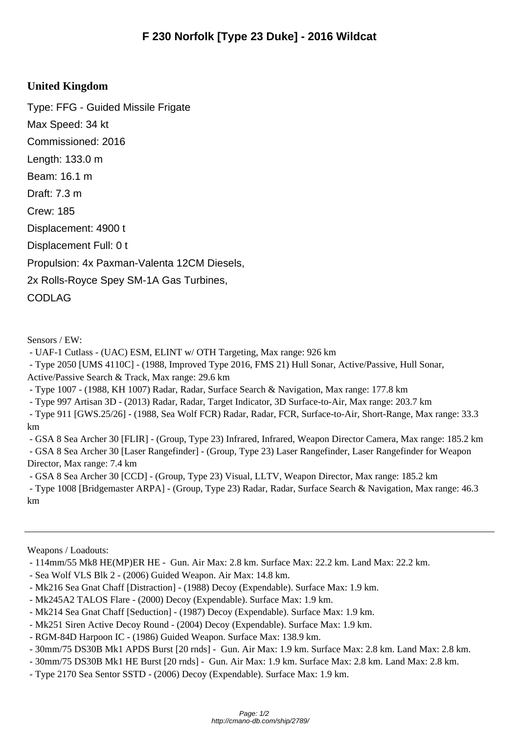# F 230 Norfolk [Type 23 Duke] - 2016 Wildcat

## United Kingdom

Type: FFG - Guided Missile Frigate

Max Speed: 34 kt

Commissioned: 2016

Length: 133.0 m

Beam: 16.1 m

Draft: 7.3 m

Crew: 185

Displacement: 4900 t

Displacement Full: 0 t

Propulsion: 4x Paxman-Valenta 12CM Diesels,

2x Rolls-Royce Spey SM-1A Gas Turbines,

CODLAG

Sensors / EW:

- UAF-1 Cutlass - (UAC) ESM, ELINT w/ OTH Targeting, Max range: 926 km
- Type 2050 [UMS 4110C] - (1988, Improved Type 2016, FMS 21) Hull Sonar, Active/Passive, Hull Sonar, Active/Passive Search & Track, Max range: 29.6 km
- Type 1007 - (1988, KH 1007) Radar, Radar, Surface Search & Navigation, Max range: 177.8 km
- Type 997 Artisan 3D - (2013) Radar, Radar, Target Indicator, 3D Surface-to-Air, Max range: 203.7 km
- Type 911 [GWS.25/26] - (1988, Sea Wolf FCR) Radar, Radar, FCR, Surface-to-Air, Short-Range, Max range: 33.3 km
- GSA 8 Sea Archer 30 [FLIR] - (Group, Type 23) Infrared, Infrared, Weapon Director Camera, Max range: 185.2 km
- GSA 8 Sea Archer 30 [Laser Rangefinder] - (Group, Type 23) Laser Rangefinder, Laser Rangefinder for Weapon Director, Max range: 7.4 km
- GSA 8 Sea Archer 30 [CCD] - (Group, Type 23) Visual, LLTV, Weapon Director, Max range: 185.2 km
- Type 1008 [Bridgemaster ARPA] - (Group, Type 23) Radar, Radar, Surface Search & Navigation, Max range: 46.3 km

---

Weapons / Loadouts:

- 114mm/55 Mk8 HE(MP)ER HE - Gun. Air Max: 2.8 km. Surface Max: 22.2 km. Land Max: 22.2 km.
- Sea Wolf VLS Blk 2 - (2006) Guided Weapon. Air Max: 14.8 km.
- Mk216 Sea Gnat Chaff [Distraction] - (1988) Decoy (Expendable). Surface Max: 1.9 km.
- Mk245A2 TALOS Flare - (2000) Decoy (Expendable). Surface Max: 1.9 km.
- Mk214 Sea Gnat Chaff [Seduction] - (1987) Decoy (Expendable). Surface Max: 1.9 km.
- Mk251 Siren Active Decoy Round - (2004) Decoy (Expendable). Surface Max: 1.9 km.
- RGM-84D Harpoon IC - (1986) Guided Weapon. Surface Max: 138.9 km.
- 30mm/75 DS30B Mk1 APDS Burst [20 rnds] - Gun. Air Max: 1.9 km. Surface Max: 2.8 km. Land Max: 2.8 km.
- 30mm/75 DS30B Mk1 HE Burst [20 rnds] - Gun. Air Max: 1.9 km. Surface Max: 2.8 km. Land Max: 2.8 km.
- Type 2170 Sea Sentor SSTD - (2006) Decoy (Expendable). Surface Max: 1.9 km.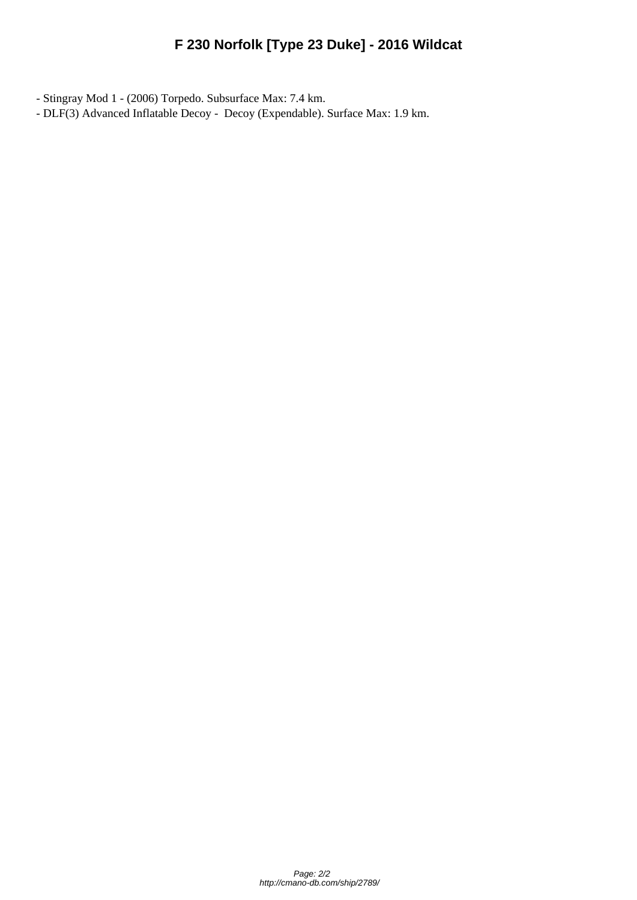- Stingray Mod 1 - (2006) Torpedo. Subsurface Max: 7.4 km.
- DLF(3) Advanced Inflatable Decoy - Decoy (Expendable). Surface Max: 1.9 km.